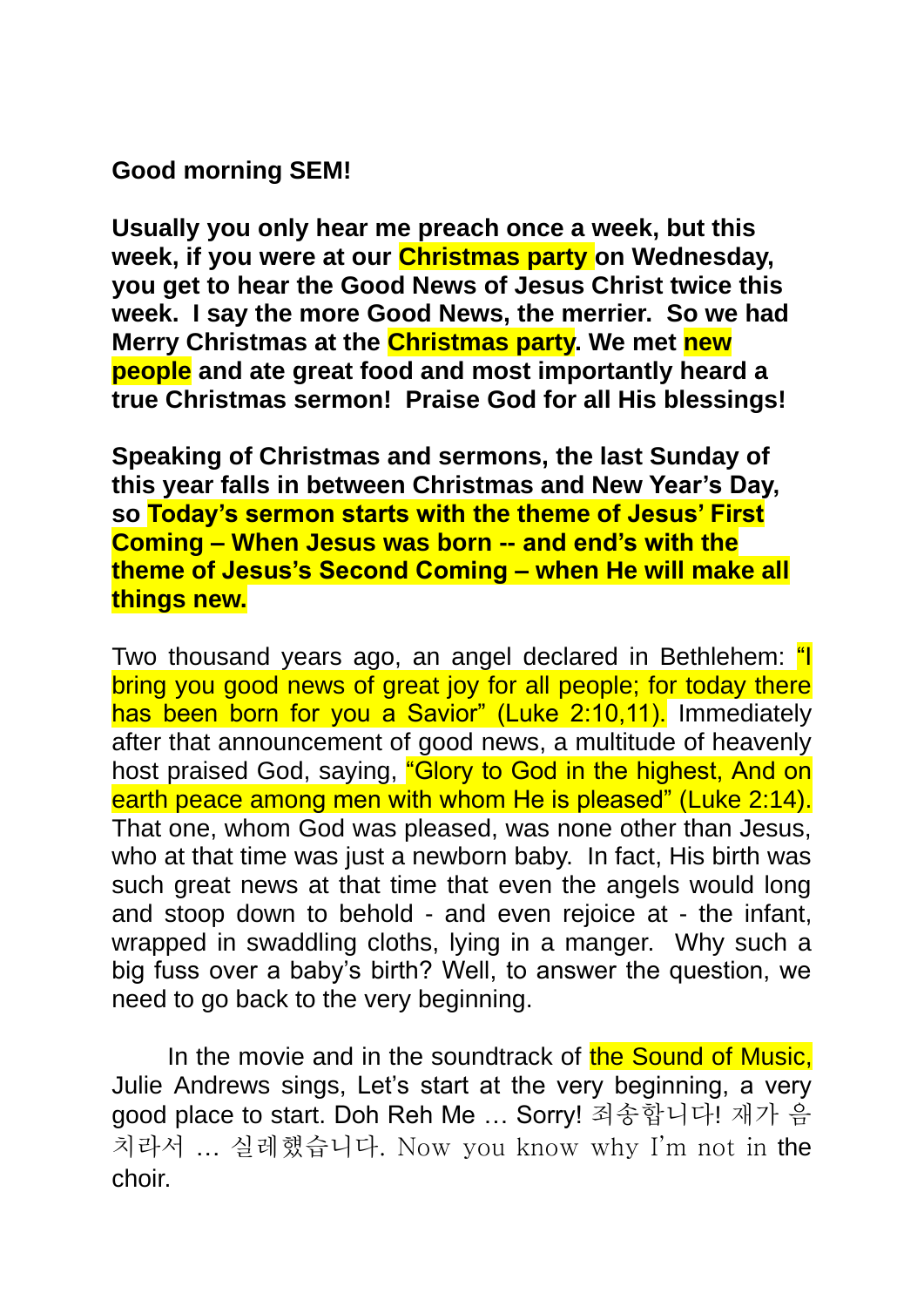**Good morning SEM!**

**Usually you only hear me preach once a week, but this week, if you were at our Christmas party on Wednesday, you get to hear the Good News of Jesus Christ twice this week. I say the more Good News, the merrier. So we had Merry Christmas at the Christmas party. We met new people and ate great food and most importantly heard a true Christmas sermon! Praise God for all His blessings!**

**Speaking of Christmas and sermons, the last Sunday of this year falls in between Christmas and New Year's Day, so Today's sermon starts with the theme of Jesus' First Coming – When Jesus was born -- and end's with the theme of Jesus's Second Coming – when He will make all things new.**

Two thousand years ago, an angel declared in Bethlehem: "I bring you good news of great joy for all people; for today there has been born for you a Savior" (Luke 2:10,11). Immediately after that announcement of good news, a multitude of heavenly host praised God, saying, "Glory to God in the highest, And on earth peace among men with whom He is pleased" (Luke 2:14). That one, whom God was pleased, was none other than Jesus, who at that time was just a newborn baby. In fact, His birth was such great news at that time that even the angels would long and stoop down to behold - and even rejoice at - the infant, wrapped in swaddling cloths, lying in a manger. Why such a big fuss over a baby's birth? Well, to answer the question, we need to go back to the very beginning.

In the movie and in the soundtrack of the Sound of Music, Julie Andrews sings, Let's start at the very beginning, a very good place to start. Doh Reh Me … Sorry! 죄송합니다! 재가 음치라서 … 실례했습니다. Now you know why I'm not in the choir.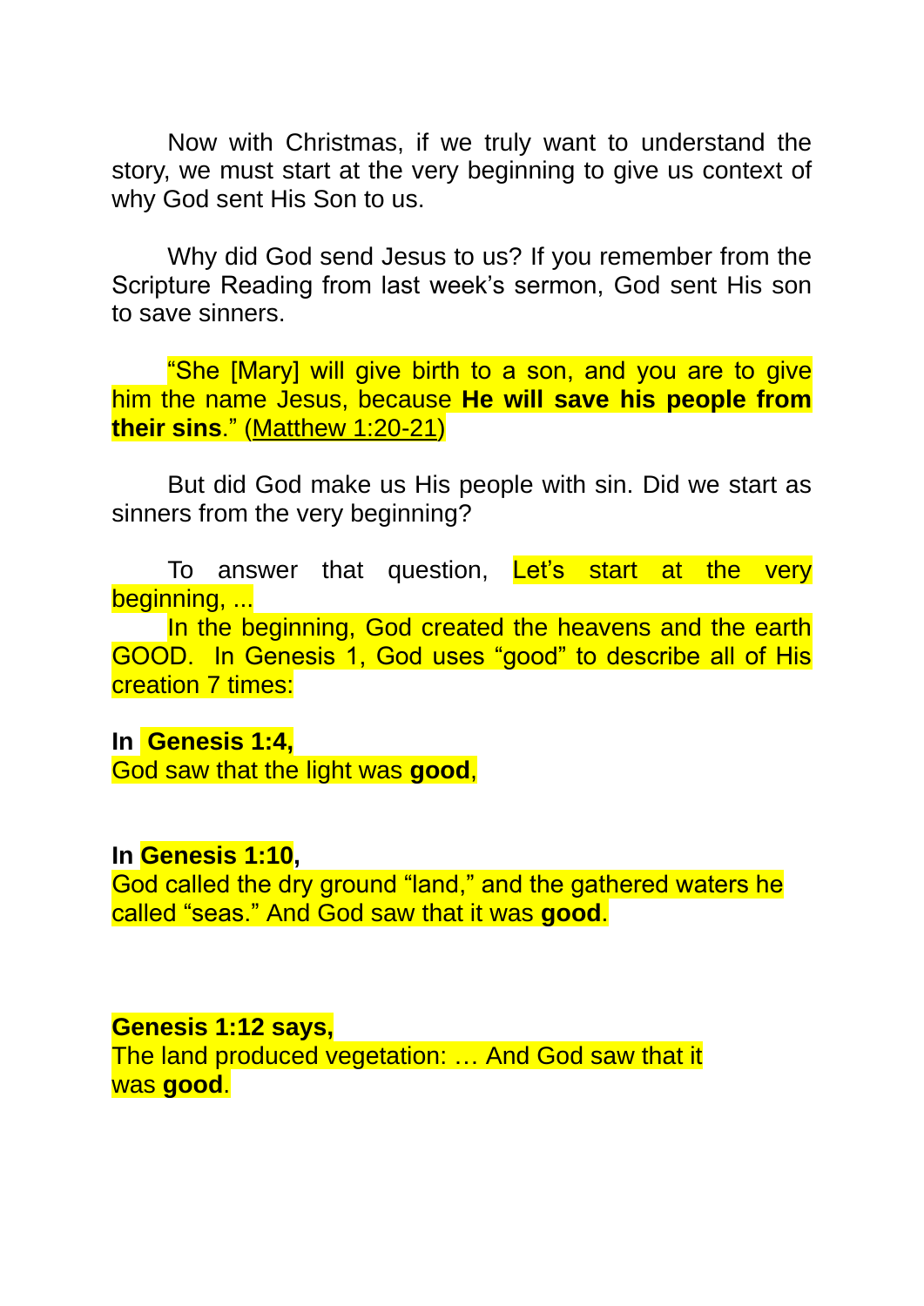Now with Christmas, if we truly want to understand the story, we must start at the very beginning to give us context of why God sent His Son to us.

Why did God send Jesus to us? If you remember from the Scripture Reading from last week's sermon, God sent His son to save sinners.

"She [Mary] will give birth to a son, and you are to give him the name Jesus, because **He will save his people from their sins**." (Matthew 1:20-21)

But did God make us His people with sin. Did we start as sinners from the very beginning?

To answer that question, Let's start at the very beginning, ...

In the beginning, God created the heavens and the earth GOOD. In Genesis 1, God uses "good" to describe all of His creation 7 times:

**In Genesis 1:4,**
God saw that the light was **good**,

**In Genesis 1:10,**
God called the dry ground "land," and the gathered waters he called "seas." And God saw that it was **good**.

**Genesis 1:12 says,**
The land produced vegetation: … And God saw that it was **good**.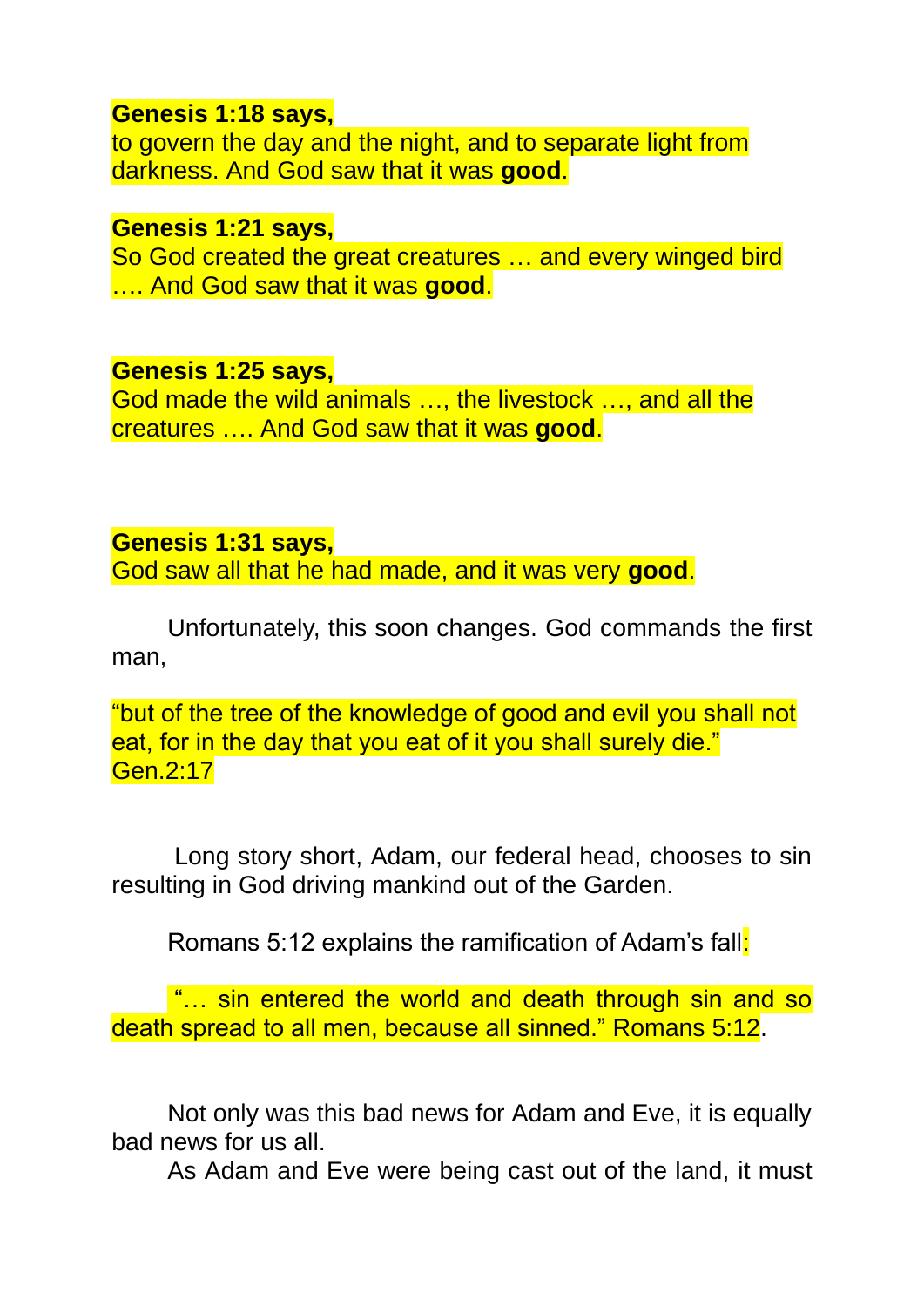**Genesis 1:18 says,**
to govern the day and the night, and to separate light from darkness. And God saw that it was **good**.

**Genesis 1:21 says,**
So God created the great creatures … and every winged bird …. And God saw that it was **good**.

**Genesis 1:25 says,**
God made the wild animals …, the livestock …, and all the creatures …. And God saw that it was **good**.

**Genesis 1:31 says,**
God saw all that he had made, and it was very **good**.

Unfortunately, this soon changes. God commands the first man,

"but of the tree of the knowledge of good and evil you shall not eat, for in the day that you eat of it you shall surely die." Gen.2:17

Long story short, Adam, our federal head, chooses to sin resulting in God driving mankind out of the Garden.

Romans 5:12 explains the ramification of Adam's fall:

"… sin entered the world and death through sin and so death spread to all men, because all sinned." Romans 5:12.

Not only was this bad news for Adam and Eve, it is equally bad news for us all.

As Adam and Eve were being cast out of the land, it must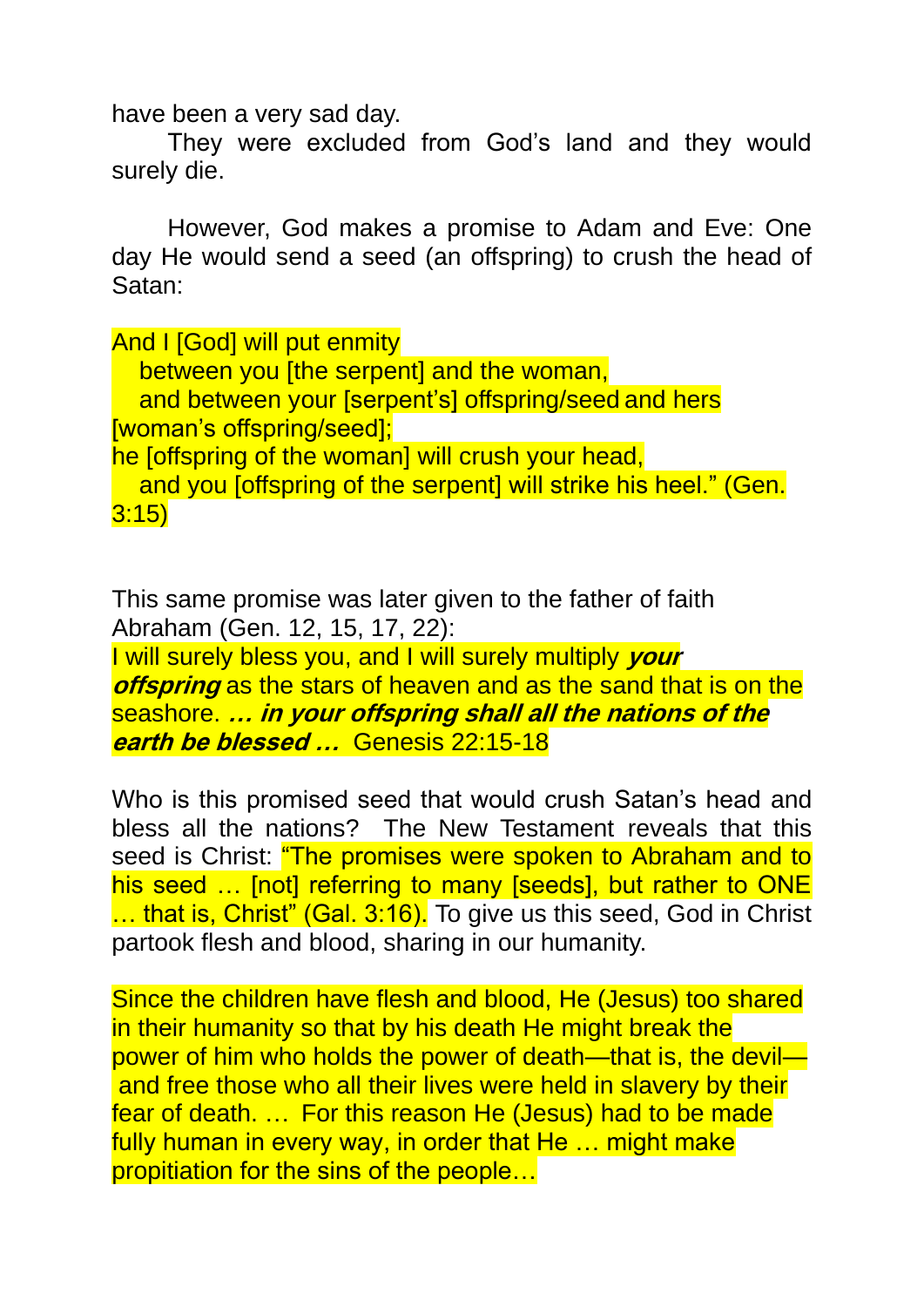have been a very sad day.

They were excluded from God's land and they would surely die.

However, God makes a promise to Adam and Eve: One day He would send a seed (an offspring) to crush the head of Satan:

And I [God] will put enmity
between you [the serpent] and the woman,
and between your [serpent's] offspring/seed and hers [woman's offspring/seed];
he [offspring of the woman] will crush your head,
and you [offspring of the serpent] will strike his heel." (Gen. 3:15)

This same promise was later given to the father of faith Abraham (Gen. 12, 15, 17, 22):

I will surely bless you, and I will surely multiply ***your offspring*** as the stars of heaven and as the sand that is on the seashore. ***… in your offspring shall all the nations of the earth be blessed …*** Genesis 22:15-18

Who is this promised seed that would crush Satan's head and bless all the nations? The New Testament reveals that this seed is Christ: "The promises were spoken to Abraham and to his seed … [not] referring to many [seeds], but rather to ONE … that is, Christ" (Gal. 3:16). To give us this seed, God in Christ partook flesh and blood, sharing in our humanity.

Since the children have flesh and blood, He (Jesus) too shared in their humanity so that by his death He might break the power of him who holds the power of death—that is, the devil— and free those who all their lives were held in slavery by their fear of death. … For this reason He (Jesus) had to be made fully human in every way, in order that He … might make propitiation for the sins of the people…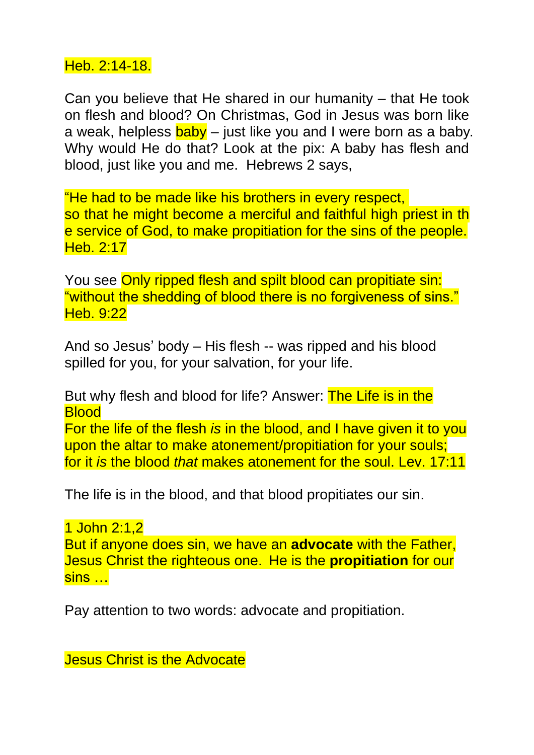Heb. 2:14-18.

Can you believe that He shared in our humanity – that He took on flesh and blood? On Christmas, God in Jesus was born like a weak, helpless baby – just like you and I were born as a baby. Why would He do that? Look at the pix: A baby has flesh and blood, just like you and me. Hebrews 2 says,

"He had to be made like his brothers in every respect, so that he might become a merciful and faithful high priest in the service of God, to make propitiation for the sins of the people. Heb. 2:17

You see Only ripped flesh and spilt blood can propitiate sin: "without the shedding of blood there is no forgiveness of sins." Heb. 9:22

And so Jesus' body – His flesh -- was ripped and his blood spilled for you, for your salvation, for your life.

But why flesh and blood for life? Answer: The Life is in the Blood
For the life of the flesh *is* in the blood, and I have given it to you upon the altar to make atonement/propitiation for your souls; for it *is* the blood *that* makes atonement for the soul. Lev. 17:11

The life is in the blood, and that blood propitiates our sin.

1 John 2:1,2
But if anyone does sin, we have an **advocate** with the Father, Jesus Christ the righteous one. He is the **propitiation** for our sins …

Pay attention to two words: advocate and propitiation.

Jesus Christ is the Advocate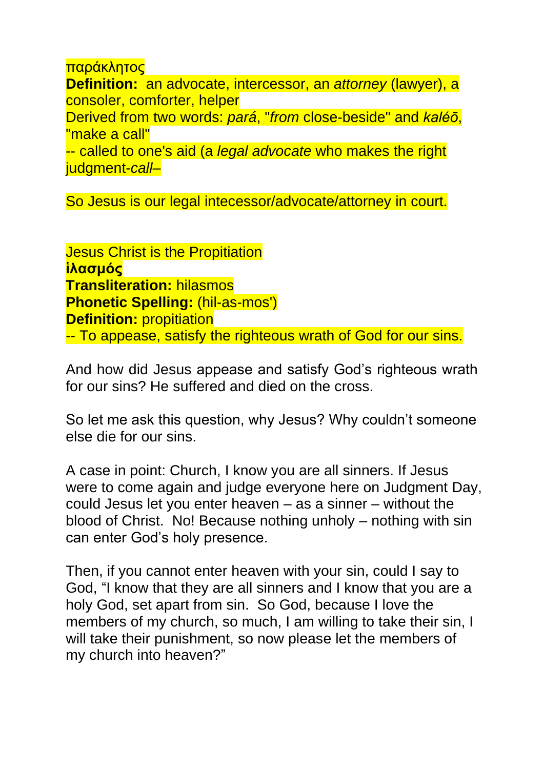παράκλητος
**Definition:** an advocate, intercessor, an *attorney* (lawyer), a consoler, comforter, helper
Derived from two words: *pará*, "*from* close-beside" and *kaléō*, "make a call"
-- called to one's aid (a *legal advocate* who makes the right judgment-*call*–

So Jesus is our legal intecessor/advocate/attorney in court.

Jesus Christ is the Propitiation
**ἱλασμός**
**Transliteration:** hilasmos
**Phonetic Spelling:** (hil-as-mos')
**Definition:** propitiation
-- To appease, satisfy the righteous wrath of God for our sins.

And how did Jesus appease and satisfy God's righteous wrath for our sins? He suffered and died on the cross.

So let me ask this question, why Jesus? Why couldn't someone else die for our sins.

A case in point: Church, I know you are all sinners. If Jesus were to come again and judge everyone here on Judgment Day, could Jesus let you enter heaven – as a sinner – without the blood of Christ. No! Because nothing unholy – nothing with sin can enter God's holy presence.

Then, if you cannot enter heaven with your sin, could I say to God, "I know that they are all sinners and I know that you are a holy God, set apart from sin. So God, because I love the members of my church, so much, I am willing to take their sin, I will take their punishment, so now please let the members of my church into heaven?"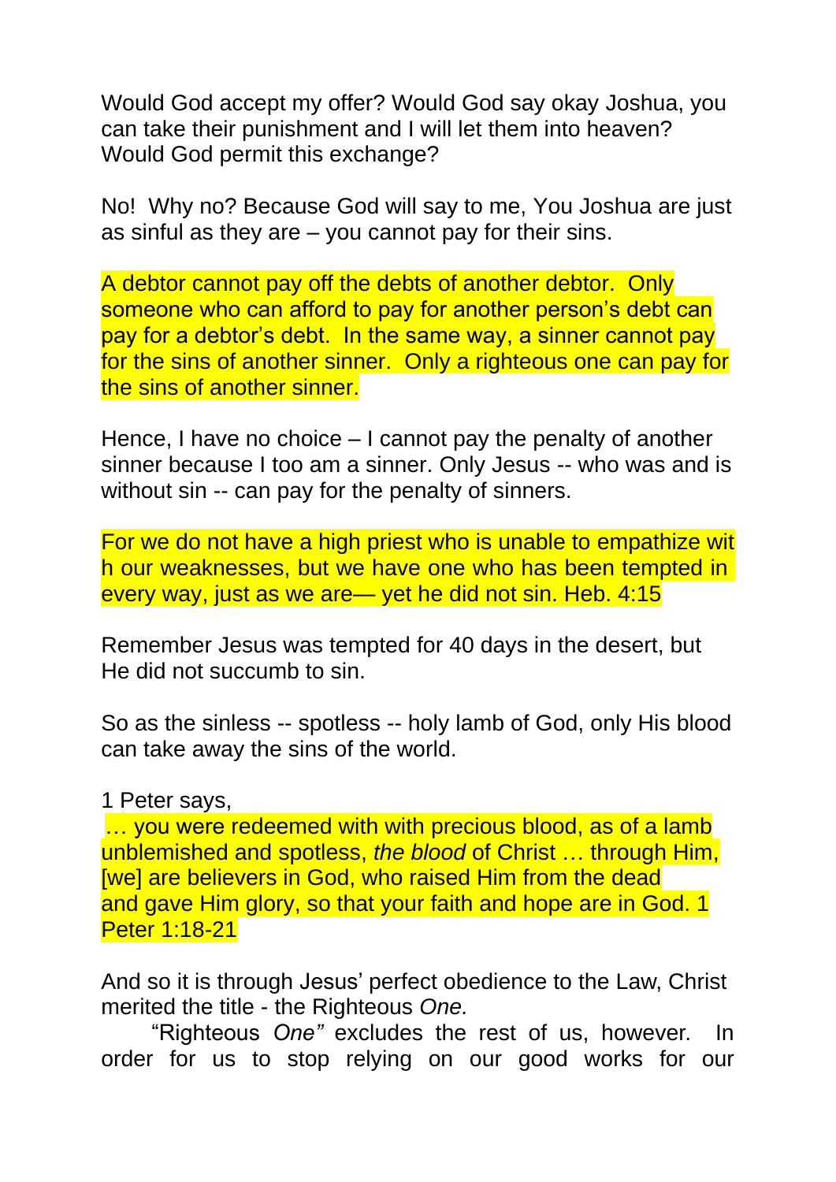Would God accept my offer? Would God say okay Joshua, you can take their punishment and I will let them into heaven? Would God permit this exchange?

No! Why no? Because God will say to me, You Joshua are just as sinful as they are – you cannot pay for their sins.

A debtor cannot pay off the debts of another debtor. Only someone who can afford to pay for another person's debt can pay for a debtor's debt. In the same way, a sinner cannot pay for the sins of another sinner. Only a righteous one can pay for the sins of another sinner.

Hence, I have no choice – I cannot pay the penalty of another sinner because I too am a sinner. Only Jesus -- who was and is without sin -- can pay for the penalty of sinners.

For we do not have a high priest who is unable to empathize with our weaknesses, but we have one who has been tempted in every way, just as we are— yet he did not sin. Heb. 4:15

Remember Jesus was tempted for 40 days in the desert, but He did not succumb to sin.

So as the sinless -- spotless -- holy lamb of God, only His blood can take away the sins of the world.

1 Peter says,

… you were redeemed with with precious blood, as of a lamb unblemished and spotless, *the blood* of Christ … through Him, [we] are believers in God, who raised Him from the dead and gave Him glory, so that your faith and hope are in God. 1 Peter 1:18-21

And so it is through Jesus' perfect obedience to the Law, Christ merited the title - the Righteous *One.*

"Righteous *One"* excludes the rest of us, however. In order for us to stop relying on our good works for our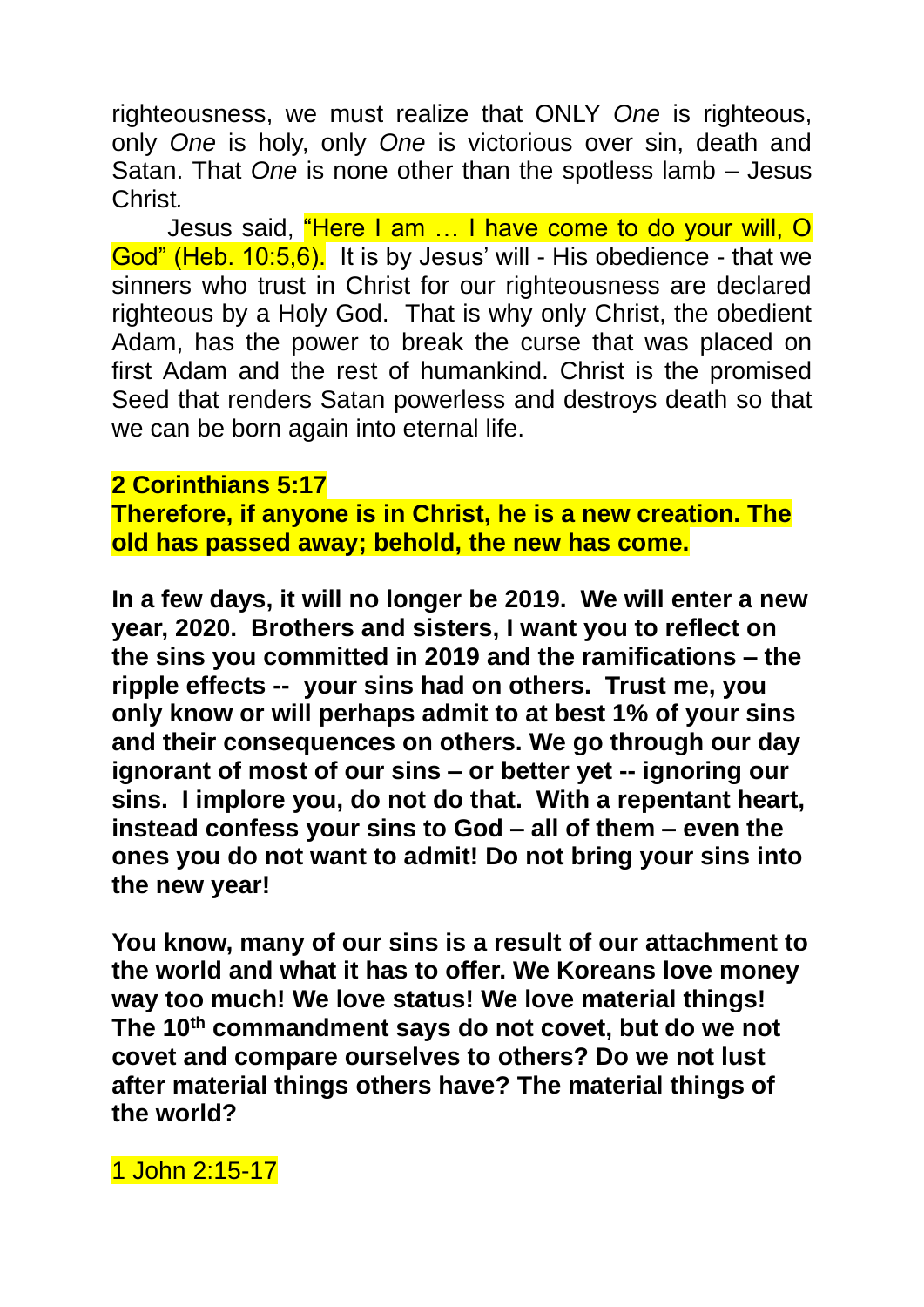righteousness, we must realize that ONLY *One* is righteous, only *One* is holy, only *One* is victorious over sin, death and Satan. That *One* is none other than the spotless lamb – Jesus Christ*.*

Jesus said, "Here I am … I have come to do your will, O God" (Heb. 10:5,6). It is by Jesus' will - His obedience - that we sinners who trust in Christ for our righteousness are declared righteous by a Holy God. That is why only Christ, the obedient Adam, has the power to break the curse that was placed on first Adam and the rest of humankind. Christ is the promised Seed that renders Satan powerless and destroys death so that we can be born again into eternal life.

**2 Corinthians 5:17**
**Therefore, if anyone is in Christ, he is a new creation. The old has passed away; behold, the new has come.**

**In a few days, it will no longer be 2019. We will enter a new year, 2020. Brothers and sisters, I want you to reflect on the sins you committed in 2019 and the ramifications – the ripple effects -- your sins had on others. Trust me, you only know or will perhaps admit to at best 1% of your sins and their consequences on others. We go through our day ignorant of most of our sins – or better yet -- ignoring our sins. I implore you, do not do that. With a repentant heart, instead confess your sins to God – all of them – even the ones you do not want to admit! Do not bring your sins into the new year!**

**You know, many of our sins is a result of our attachment to the world and what it has to offer. We Koreans love money way too much! We love status! We love material things! The 10th commandment says do not covet, but do we not covet and compare ourselves to others? Do we not lust after material things others have? The material things of the world?**

1 John 2:15-17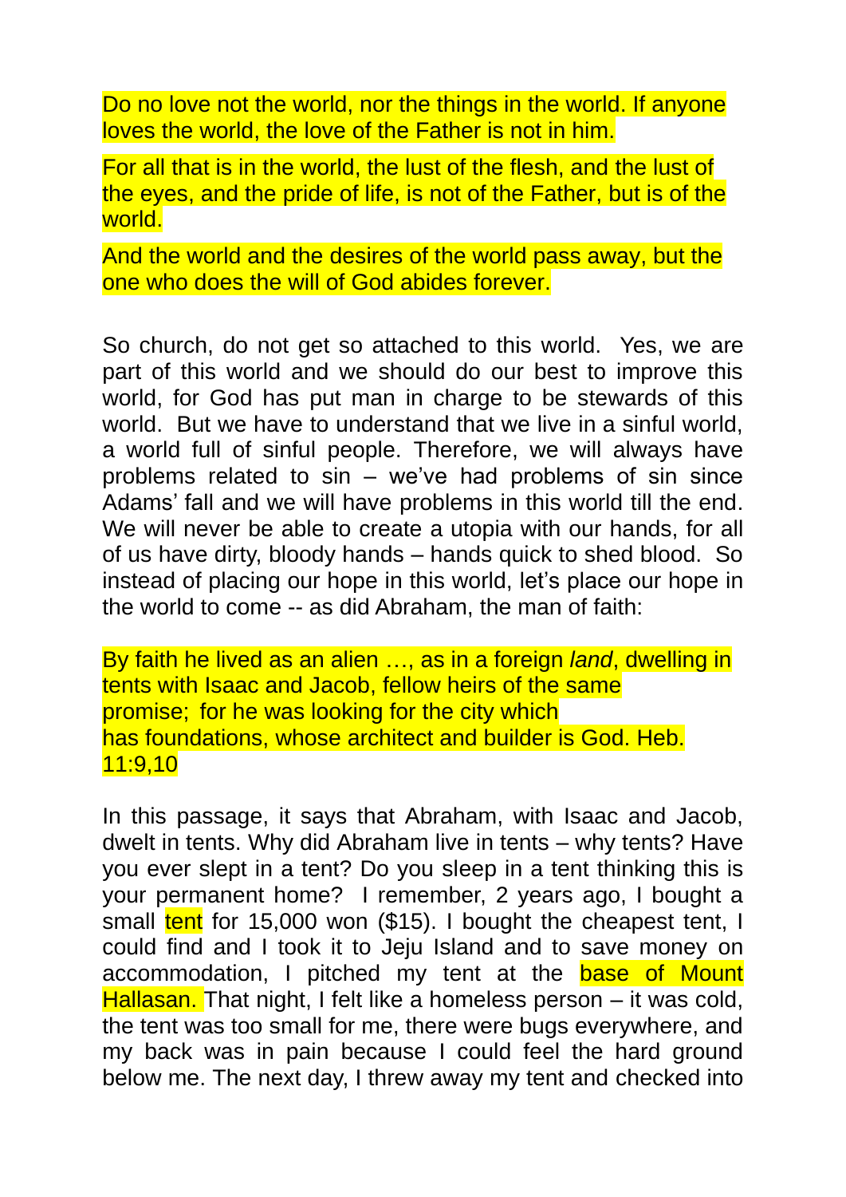Do no love not the world, nor the things in the world. If anyone loves the world, the love of the Father is not in him.

For all that is in the world, the lust of the flesh, and the lust of the eyes, and the pride of life, is not of the Father, but is of the world.

And the world and the desires of the world pass away, but the one who does the will of God abides forever.

So church, do not get so attached to this world. Yes, we are part of this world and we should do our best to improve this world, for God has put man in charge to be stewards of this world. But we have to understand that we live in a sinful world, a world full of sinful people. Therefore, we will always have problems related to sin – we've had problems of sin since Adams' fall and we will have problems in this world till the end. We will never be able to create a utopia with our hands, for all of us have dirty, bloody hands – hands quick to shed blood. So instead of placing our hope in this world, let's place our hope in the world to come -- as did Abraham, the man of faith:

By faith he lived as an alien …, as in a foreign *land*, dwelling in tents with Isaac and Jacob, fellow heirs of the same promise; for he was looking for the city which has foundations, whose architect and builder is God. Heb. 11:9,10

In this passage, it says that Abraham, with Isaac and Jacob, dwelt in tents. Why did Abraham live in tents – why tents? Have you ever slept in a tent? Do you sleep in a tent thinking this is your permanent home? I remember, 2 years ago, I bought a small tent for 15,000 won ($15). I bought the cheapest tent, I could find and I took it to Jeju Island and to save money on accommodation, I pitched my tent at the base of Mount Hallasan. That night, I felt like a homeless person – it was cold, the tent was too small for me, there were bugs everywhere, and my back was in pain because I could feel the hard ground below me. The next day, I threw away my tent and checked into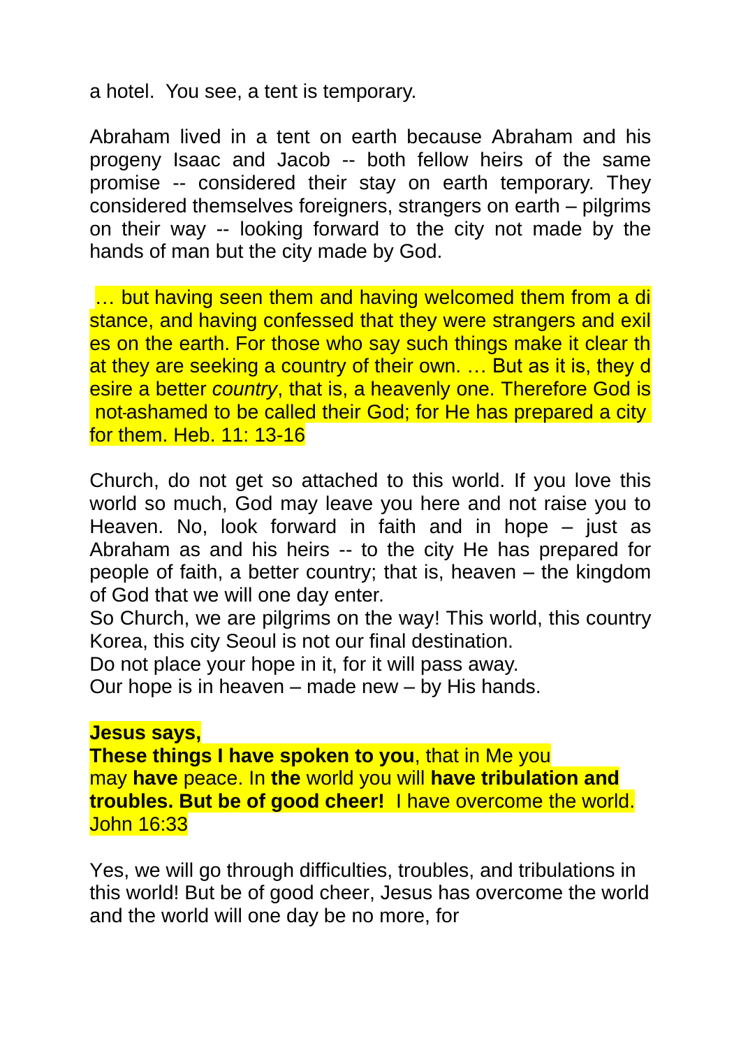a hotel.  You see, a tent is temporary.

Abraham lived in a tent on earth because Abraham and his progeny Isaac and Jacob -- both fellow heirs of the same promise -- considered their stay on earth temporary. They considered themselves foreigners, strangers on earth – pilgrims on their way -- looking forward to the city not made by the hands of man but the city made by God.

… but having seen them and having welcomed them from a distance, and having confessed that they were strangers and exiles on the earth. For those who say such things make it clear that they are seeking a country of their own. … But as it is, they desire a better *country*, that is, a heavenly one. Therefore God is not ashamed to be called their God; for He has prepared a city for them. Heb. 11: 13-16

Church, do not get so attached to this world. If you love this world so much, God may leave you here and not raise you to Heaven. No, look forward in faith and in hope – just as Abraham as and his heirs -- to the city He has prepared for people of faith, a better country; that is, heaven – the kingdom of God that we will one day enter.
So Church, we are pilgrims on the way! This world, this country Korea, this city Seoul is not our final destination.
Do not place your hope in it, for it will pass away.
Our hope is in heaven – made new – by His hands.

**Jesus says,**
**These things I have spoken to you**, that in Me you may **have** peace. In **the** world you will **have tribulation and troubles. But be of good cheer!** I have overcome the world. John 16:33

Yes, we will go through difficulties, troubles, and tribulations in this world! But be of good cheer, Jesus has overcome the world and the world will one day be no more, for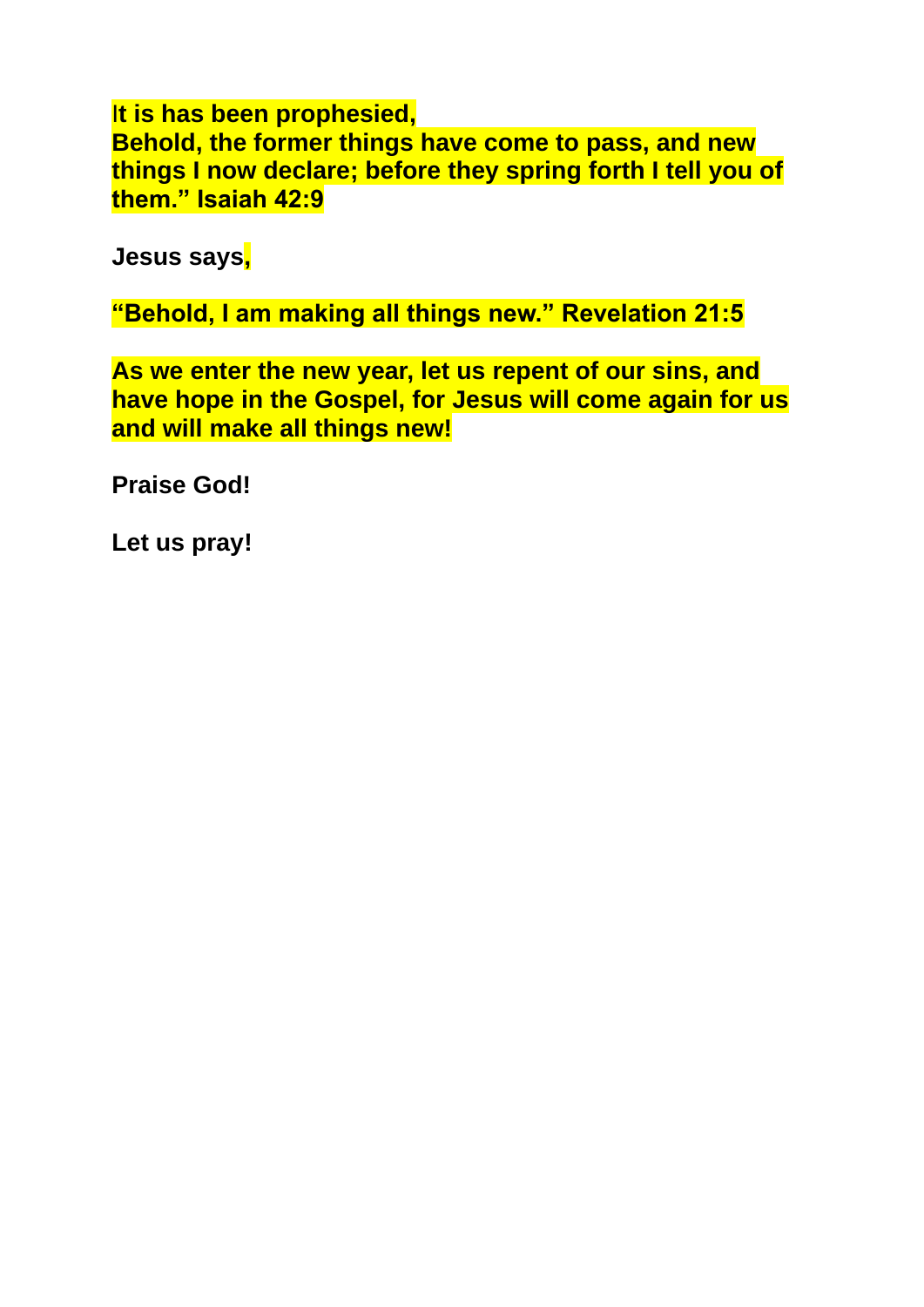**It is has been prophesied,**
**Behold, the former things have come to pass, and new things I now declare; before they spring forth I tell you of them." Isaiah 42:9**

**Jesus says,**

**"Behold, I am making all things new." Revelation 21:5**

**As we enter the new year, let us repent of our sins, and have hope in the Gospel, for Jesus will come again for us and will make all things new!**

**Praise God!**

**Let us pray!**